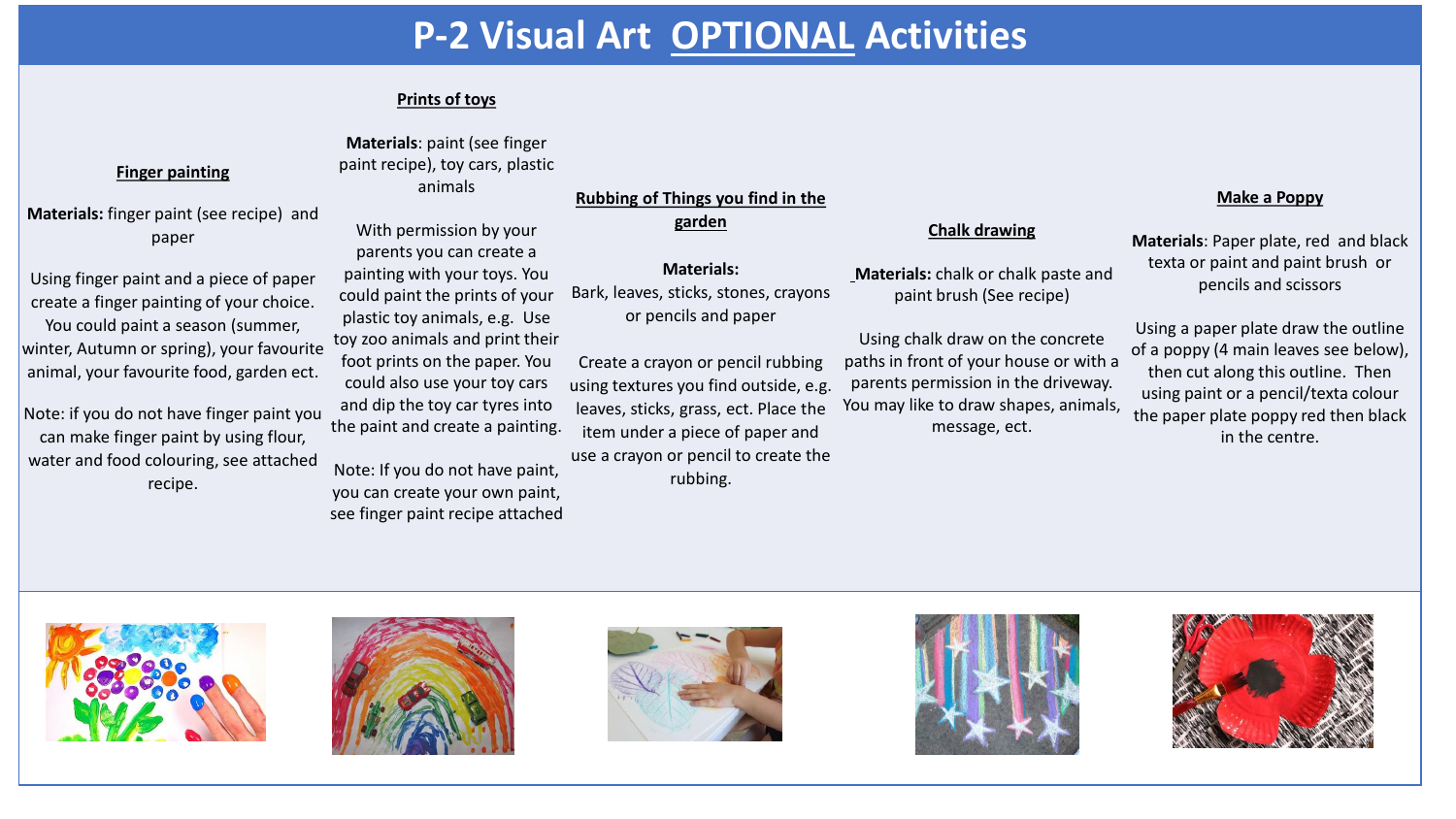# P-2 Visual Art OPTIONAL Activities

## Finger painting

**Materials:** finger paint (see recipe) and paper

Using finger paint and a piece of paper create a finger painting of your choice. You could paint a season (summer, winter, Autumn or spring), your favourite animal, your favourite food, garden ect.

Note: if you do not have finger paint you can make finger paint by using flour, water and food colouring, see attached recipe.

## Prints of toys

**Materials**: paint (see finger paint recipe), toy cars, plastic animals

With permission by your parents you can create a painting with your toys. You could paint the prints of your plastic toy animals, e.g. Use toy zoo animals and print their foot prints on the paper. You could also use your toy cars and dip the toy car tyres into the paint and create a painting.

Note: If you do not have paint, you can create your own paint, see finger paint recipe attached

## Rubbing of Things you find in the garden

**Materials:**

Bark, leaves, sticks, stones, crayons or pencils and paper

Create a crayon or pencil rubbing using textures you find outside, e.g. leaves, sticks, grass, ect. Place the item under a piece of paper and use a crayon or pencil to create the rubbing.

## Chalk drawing

**Materials:** chalk or chalk paste and paint brush (See recipe)

Using chalk draw on the concrete paths in front of your house or with a parents permission in the driveway. You may like to draw shapes, animals, message, ect.

## Make a Poppy

**Materials**: Paper plate, red and black texta or paint and paint brush or pencils and scissors

Using a paper plate draw the outline of a poppy (4 main leaves see below), then cut along this outline. Then using paint or a pencil/texta colour the paper plate poppy red then black in the centre.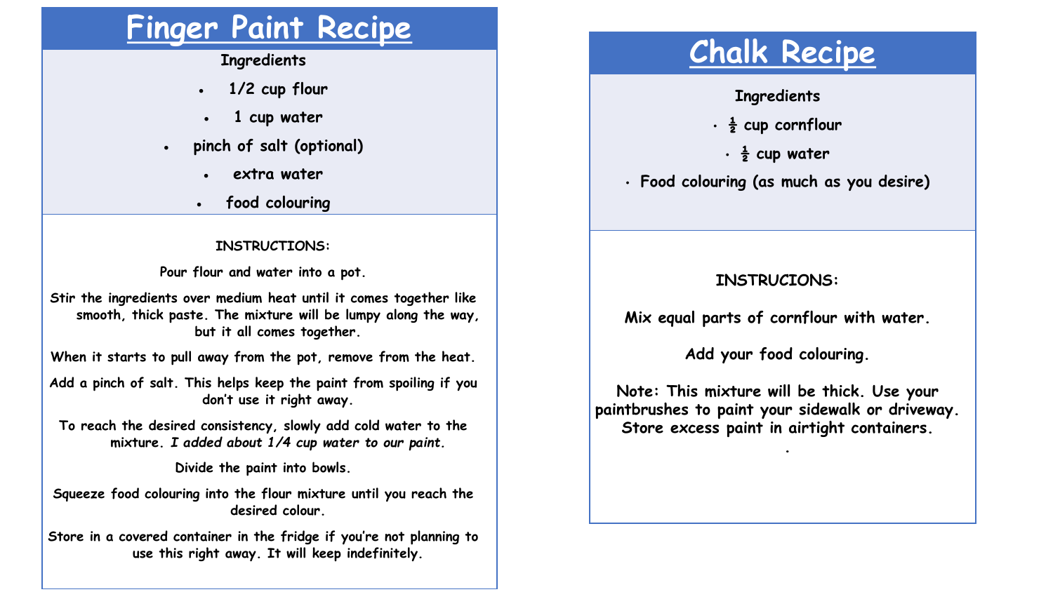# Finger Paint Recipe

**Ingredients**

- 1/2 cup flour
- 1 cup water
- pinch of salt (optional)
- extra water
- food colouring

**INSTRUCTIONS:**

Pour flour and water into a pot.

Stir the ingredients over medium heat until it comes together like smooth, thick paste. The mixture will be lumpy along the way, but it all comes together.

When it starts to pull away from the pot, remove from the heat.

Add a pinch of salt. This helps keep the paint from spoiling if you don't use it right away.

To reach the desired consistency, slowly add cold water to the mixture. *I added about 1/4 cup water to our paint.*

Divide the paint into bowls.

Squeeze food colouring into the flour mixture until you reach the desired colour.

Store in a covered container in the fridge if you're not planning to use this right away. It will keep indefinitely.

# Chalk Recipe

**Ingredients**

- ½ cup cornflour
- ½ cup water
- Food colouring (as much as you desire)

**INSTRUCIONS:**

Mix equal parts of cornflour with water.

Add your food colouring.

Note: This mixture will be thick. Use your paintbrushes to paint your sidewalk or driveway. Store excess paint in airtight containers.